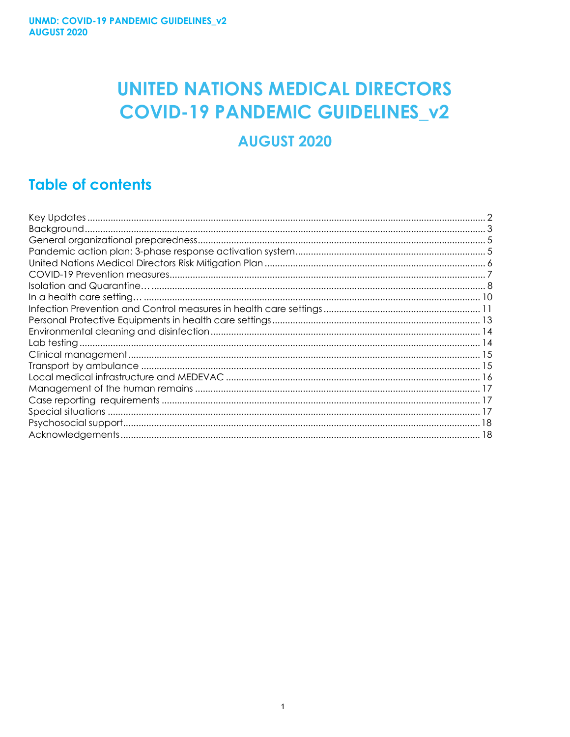# UNITED NATIONS MEDICAL DIRECTORS COVID-19 PANDEMIC GUIDELINES_v2

## AUGUST 2020

## Table of contents

Key Updates ..... 2
Background ..... 3
General organizational preparedness ..... 5
Pandemic action plan: 3-phase response activation system ..... 5
United Nations Medical Directors Risk Mitigation Plan ..... 6
COVID-19 Prevention measures ..... 7
Isolation and Quarantine… ..... 8
In a health care setting… ..... 10
Infection Prevention and Control measures in health care settings ..... 11
Personal Protective Equipments in health care settings ..... 13
Environmental cleaning and disinfection ..... 14
Lab testing ..... 14
Clinical management ..... 15
Transport by ambulance ..... 15
Local medical infrastructure and MEDEVAC ..... 16
Management of the human remains ..... 17
Case reporting requirements ..... 17
Special situations ..... 17
Psychosocial support ..... 18
Acknowledgements ..... 18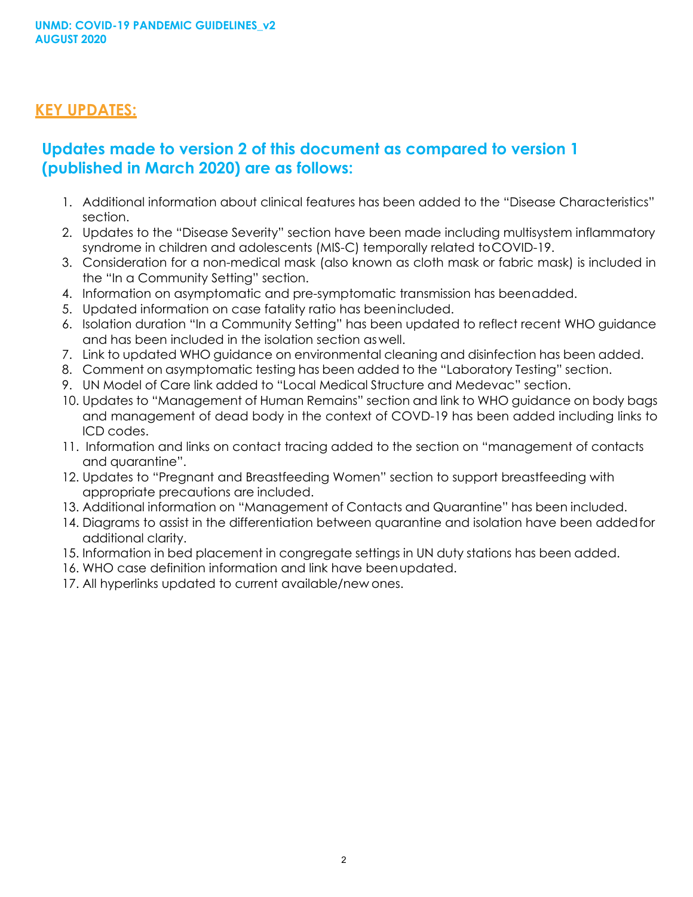## KEY UPDATES:

### Updates made to version 2 of this document as compared to version 1 (published in March 2020) are as follows:

1. Additional information about clinical features has been added to the "Disease Characteristics" section.
2. Updates to the "Disease Severity" section have been made including multisystem inflammatory syndrome in children and adolescents (MIS-C) temporally related to COVID-19.
3. Consideration for a non-medical mask (also known as cloth mask or fabric mask) is included in the "In a Community Setting" section.
4. Information on asymptomatic and pre-symptomatic transmission has been added.
5. Updated information on case fatality ratio has been included.
6. Isolation duration "In a Community Setting" has been updated to reflect recent WHO guidance and has been included in the isolation section as well.
7. Link to updated WHO guidance on environmental cleaning and disinfection has been added.
8. Comment on asymptomatic testing has been added to the "Laboratory Testing" section.
9. UN Model of Care link added to "Local Medical Structure and Medevac" section.
10. Updates to "Management of Human Remains" section and link to WHO guidance on body bags and management of dead body in the context of COVD-19 has been added including links to ICD codes.
11. Information and links on contact tracing added to the section on "management of contacts and quarantine".
12. Updates to "Pregnant and Breastfeeding Women" section to support breastfeeding with appropriate precautions are included.
13. Additional information on "Management of Contacts and Quarantine" has been included.
14. Diagrams to assist in the differentiation between quarantine and isolation have been added for additional clarity.
15. Information in bed placement in congregate settings in UN duty stations has been added.
16. WHO case definition information and link have been updated.
17. All hyperlinks updated to current available/new ones.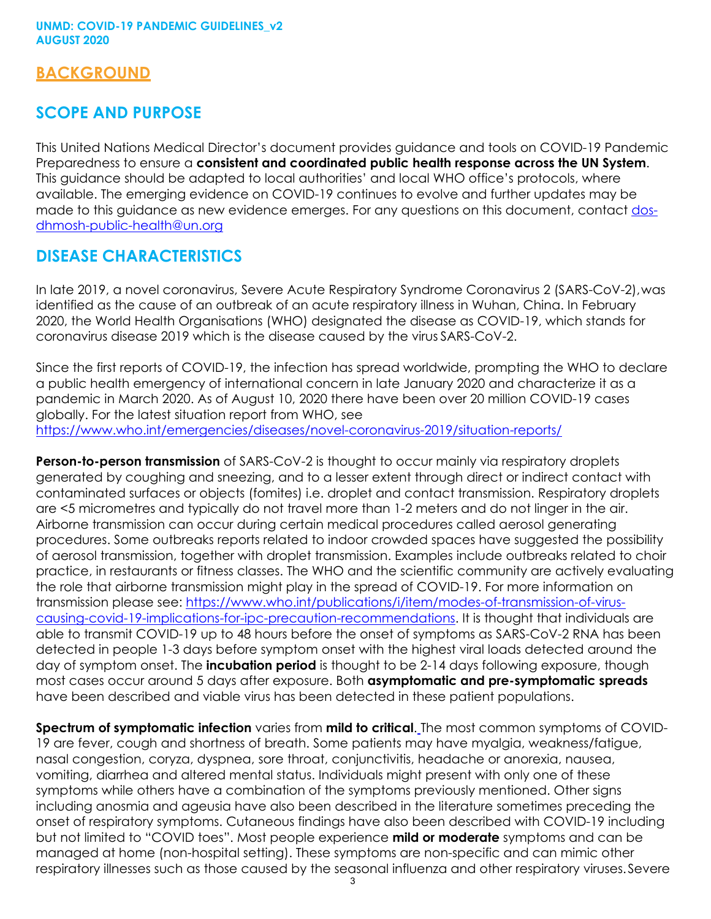## BACKGROUND

## SCOPE AND PURPOSE

This United Nations Medical Director's document provides guidance and tools on COVID-19 Pandemic Preparedness to ensure a **consistent and coordinated public health response across the UN System**. This guidance should be adapted to local authorities' and local WHO office's protocols, where available. The emerging evidence on COVID-19 continues to evolve and further updates may be made to this guidance as new evidence emerges. For any questions on this document, contact dos-dhmosh-public-health@un.org

## DISEASE CHARACTERISTICS

In late 2019, a novel coronavirus, Severe Acute Respiratory Syndrome Coronavirus 2 (SARS-CoV-2), was identified as the cause of an outbreak of an acute respiratory illness in Wuhan, China. In February 2020, the World Health Organisations (WHO) designated the disease as COVID-19, which stands for coronavirus disease 2019 which is the disease caused by the virus SARS-CoV-2.

Since the first reports of COVID-19, the infection has spread worldwide, prompting the WHO to declare a public health emergency of international concern in late January 2020 and characterize it as a pandemic in March 2020. As of August 10, 2020 there have been over 20 million COVID-19 cases globally. For the latest situation report from WHO, see https://www.who.int/emergencies/diseases/novel-coronavirus-2019/situation-reports/

**Person-to-person transmission** of SARS-CoV-2 is thought to occur mainly via respiratory droplets generated by coughing and sneezing, and to a lesser extent through direct or indirect contact with contaminated surfaces or objects (fomites) i.e. droplet and contact transmission. Respiratory droplets are <5 micrometres and typically do not travel more than 1-2 meters and do not linger in the air. Airborne transmission can occur during certain medical procedures called aerosol generating procedures. Some outbreaks reports related to indoor crowded spaces have suggested the possibility of aerosol transmission, together with droplet transmission. Examples include outbreaks related to choir practice, in restaurants or fitness classes. The WHO and the scientific community are actively evaluating the role that airborne transmission might play in the spread of COVID-19. For more information on transmission please see: https://www.who.int/publications/i/item/modes-of-transmission-of-virus-causing-covid-19-implications-for-ipc-precaution-recommendations. It is thought that individuals are able to transmit COVID-19 up to 48 hours before the onset of symptoms as SARS-CoV-2 RNA has been detected in people 1-3 days before symptom onset with the highest viral loads detected around the day of symptom onset. The **incubation period** is thought to be 2-14 days following exposure, though most cases occur around 5 days after exposure. Both **asymptomatic and pre-symptomatic spreads** have been described and viable virus has been detected in these patient populations.

**Spectrum of symptomatic infection** varies from **mild to critical**. The most common symptoms of COVID-19 are fever, cough and shortness of breath. Some patients may have myalgia, weakness/fatigue, nasal congestion, coryza, dyspnea, sore throat, conjunctivitis, headache or anorexia, nausea, vomiting, diarrhea and altered mental status. Individuals might present with only one of these symptoms while others have a combination of the symptoms previously mentioned. Other signs including anosmia and ageusia have also been described in the literature sometimes preceding the onset of respiratory symptoms. Cutaneous findings have also been described with COVID-19 including but not limited to "COVID toes". Most people experience **mild or moderate** symptoms and can be managed at home (non-hospital setting). These symptoms are non-specific and can mimic other respiratory illnesses such as those caused by the seasonal influenza and other respiratory viruses. Severe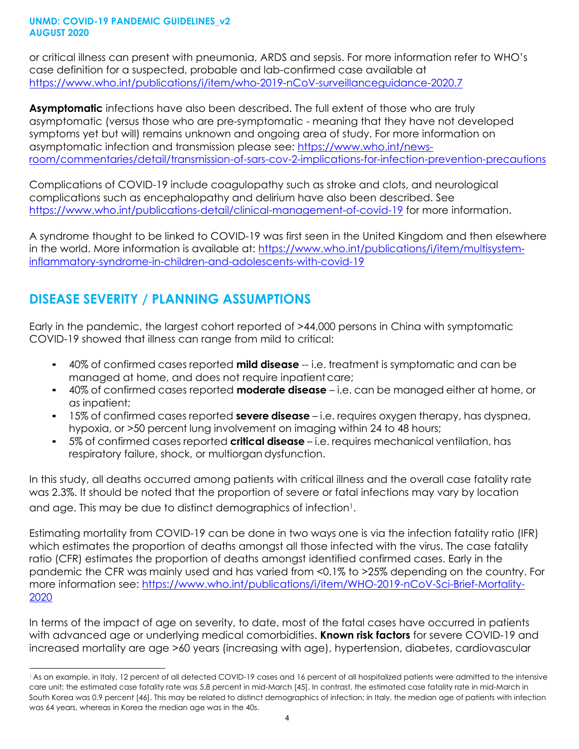or critical illness can present with pneumonia, ARDS and sepsis. For more information refer to WHO's case definition for a suspected, probable and lab-confirmed case available at https://www.who.int/publications/i/item/who-2019-nCoV-surveillanceguidance-2020.7

**Asymptomatic** infections have also been described. The full extent of those who are truly asymptomatic (versus those who are pre-symptomatic - meaning that they have not developed symptoms yet but will) remains unknown and ongoing area of study. For more information on asymptomatic infection and transmission please see: https://www.who.int/news-room/commentaries/detail/transmission-of-sars-cov-2-implications-for-infection-prevention-precautions

Complications of COVID-19 include coagulopathy such as stroke and clots, and neurological complications such as encephalopathy and delirium have also been described. See https://www.who.int/publications-detail/clinical-management-of-covid-19 for more information.

A syndrome thought to be linked to COVID-19 was first seen in the United Kingdom and then elsewhere in the world. More information is available at: https://www.who.int/publications/i/item/multisystem-inflammatory-syndrome-in-children-and-adolescents-with-covid-19

## DISEASE SEVERITY / PLANNING ASSUMPTIONS

Early in the pandemic, the largest cohort reported of >44,000 persons in China with symptomatic COVID-19 showed that illness can range from mild to critical:

- 40% of confirmed cases reported **mild disease** -- i.e. treatment is symptomatic and can be managed at home, and does not require inpatient care;
- 40% of confirmed cases reported **moderate disease** – i.e. can be managed either at home, or as inpatient;
- 15% of confirmed cases reported **severe disease** – i.e. requires oxygen therapy, has dyspnea, hypoxia, or >50 percent lung involvement on imaging within 24 to 48 hours;
- 5% of confirmed cases reported **critical disease** – i.e. requires mechanical ventilation, has respiratory failure, shock, or multiorgan dysfunction.

In this study, all deaths occurred among patients with critical illness and the overall case fatality rate was 2.3%. It should be noted that the proportion of severe or fatal infections may vary by location and age. This may be due to distinct demographics of infection[1].

Estimating mortality from COVID-19 can be done in two ways one is via the infection fatality ratio (IFR) which estimates the proportion of deaths amongst all those infected with the virus. The case fatality ratio (CFR) estimates the proportion of deaths amongst identified confirmed cases. Early in the pandemic the CFR was mainly used and has varied from <0.1% to >25% depending on the country. For more information see: https://www.who.int/publications/i/item/WHO-2019-nCoV-Sci-Brief-Mortality-2020

In terms of the impact of age on severity, to date, most of the fatal cases have occurred in patients with advanced age or underlying medical comorbidities. **Known risk factors** for severe COVID-19 and increased mortality are age >60 years (increasing with age), hypertension, diabetes, cardiovascular

---

[1] As an example, in Italy, 12 percent of all detected COVID-19 cases and 16 percent of all hospitalized patients were admitted to the intensive care unit; the estimated case fatality rate was 5.8 percent in mid-March [45]. In contrast, the estimated case fatality rate in mid-March in South Korea was 0.9 percent [46]. This may be related to distinct demographics of infection; in Italy, the median age of patients with infection was 64 years, whereas in Korea the median age was in the 40s.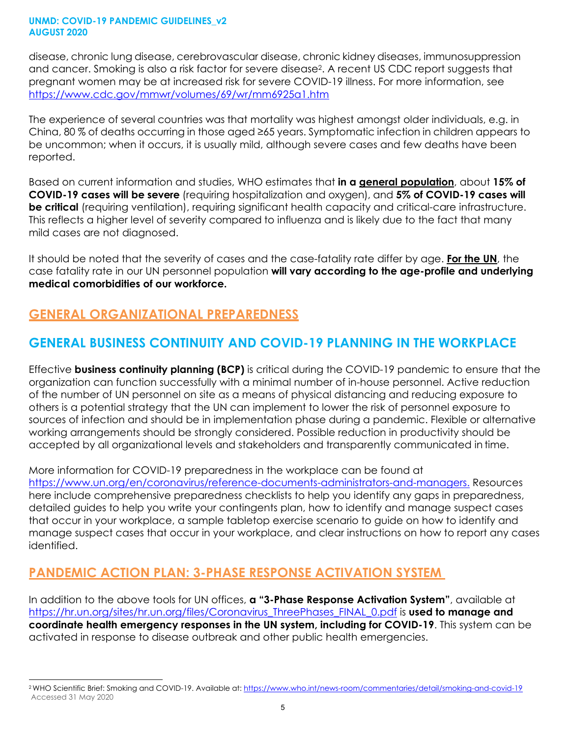disease, chronic lung disease, cerebrovascular disease, chronic kidney diseases, immunosuppression and cancer. Smoking is also a risk factor for severe disease[2]. A recent US CDC report suggests that pregnant women may be at increased risk for severe COVID-19 illness. For more information, see https://www.cdc.gov/mmwr/volumes/69/wr/mm6925a1.htm

The experience of several countries was that mortality was highest amongst older individuals, e.g. in China, 80 % of deaths occurring in those aged ≥65 years. Symptomatic infection in children appears to be uncommon; when it occurs, it is usually mild, although severe cases and few deaths have been reported.

Based on current information and studies, WHO estimates that **in a general population**, about **15% of COVID-19 cases will be severe** (requiring hospitalization and oxygen), and **5% of COVID-19 cases will be critical** (requiring ventilation), requiring significant health capacity and critical-care infrastructure. This reflects a higher level of severity compared to influenza and is likely due to the fact that many mild cases are not diagnosed.

It should be noted that the severity of cases and the case-fatality rate differ by age. **For the UN**, the case fatality rate in our UN personnel population **will vary according to the age-profile and underlying medical comorbidities of our workforce.**

## GENERAL ORGANIZATIONAL PREPAREDNESS

## GENERAL BUSINESS CONTINUITY AND COVID-19 PLANNING IN THE WORKPLACE

Effective **business continuity planning (BCP)** is critical during the COVID-19 pandemic to ensure that the organization can function successfully with a minimal number of in-house personnel. Active reduction of the number of UN personnel on site as a means of physical distancing and reducing exposure to others is a potential strategy that the UN can implement to lower the risk of personnel exposure to sources of infection and should be in implementation phase during a pandemic. Flexible or alternative working arrangements should be strongly considered. Possible reduction in productivity should be accepted by all organizational levels and stakeholders and transparently communicated in time.

More information for COVID-19 preparedness in the workplace can be found at https://www.un.org/en/coronavirus/reference-documents-administrators-and-managers. Resources here include comprehensive preparedness checklists to help you identify any gaps in preparedness, detailed guides to help you write your contingents plan, how to identify and manage suspect cases that occur in your workplace, a sample tabletop exercise scenario to guide on how to identify and manage suspect cases that occur in your workplace, and clear instructions on how to report any cases identified.

## PANDEMIC ACTION PLAN: 3-PHASE RESPONSE ACTIVATION SYSTEM

In addition to the above tools for UN offices, **a "3-Phase Response Activation System"**, available at https://hr.un.org/sites/hr.un.org/files/Coronavirus_ThreePhases_FINAL_0.pdf is **used to manage and coordinate health emergency responses in the UN system, including for COVID-19**. This system can be activated in response to disease outbreak and other public health emergencies.

---

[2] WHO Scientific Brief: Smoking and COVID-19. Available at: https://www.who.int/news-room/commentaries/detail/smoking-and-covid-19 Accessed 31 May 2020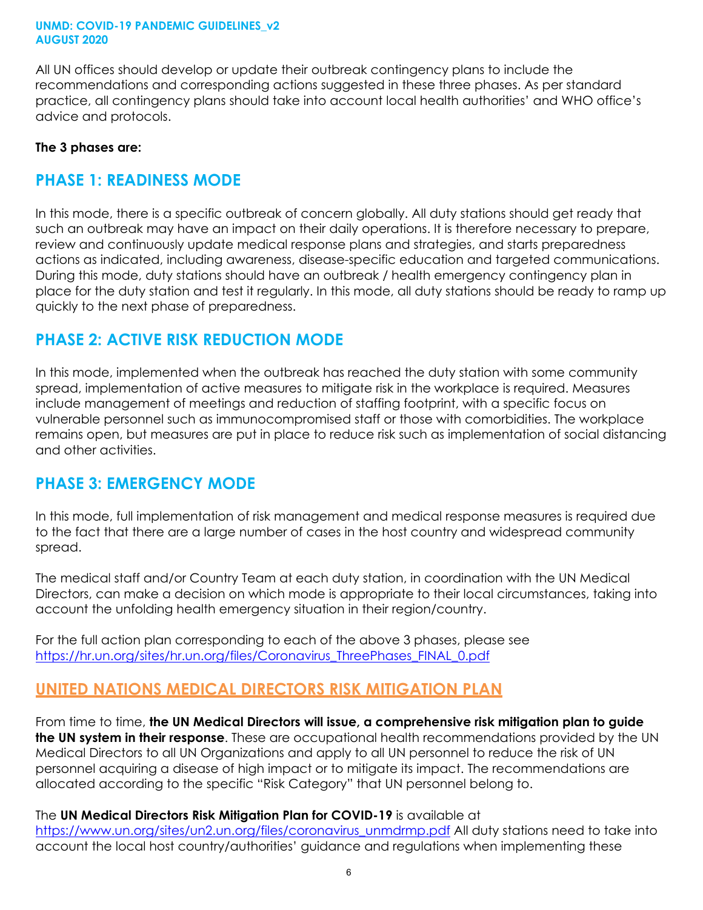All UN offices should develop or update their outbreak contingency plans to include the recommendations and corresponding actions suggested in these three phases. As per standard practice, all contingency plans should take into account local health authorities' and WHO office's advice and protocols.

**The 3 phases are:**

## PHASE 1: READINESS MODE

In this mode, there is a specific outbreak of concern globally. All duty stations should get ready that such an outbreak may have an impact on their daily operations. It is therefore necessary to prepare, review and continuously update medical response plans and strategies, and starts preparedness actions as indicated, including awareness, disease-specific education and targeted communications. During this mode, duty stations should have an outbreak / health emergency contingency plan in place for the duty station and test it regularly. In this mode, all duty stations should be ready to ramp up quickly to the next phase of preparedness.

## PHASE 2: ACTIVE RISK REDUCTION MODE

In this mode, implemented when the outbreak has reached the duty station with some community spread, implementation of active measures to mitigate risk in the workplace is required. Measures include management of meetings and reduction of staffing footprint, with a specific focus on vulnerable personnel such as immunocompromised staff or those with comorbidities. The workplace remains open, but measures are put in place to reduce risk such as implementation of social distancing and other activities.

## PHASE 3: EMERGENCY MODE

In this mode, full implementation of risk management and medical response measures is required due to the fact that there are a large number of cases in the host country and widespread community spread.

The medical staff and/or Country Team at each duty station, in coordination with the UN Medical Directors, can make a decision on which mode is appropriate to their local circumstances, taking into account the unfolding health emergency situation in their region/country.

For the full action plan corresponding to each of the above 3 phases, please see [https://hr.un.org/sites/hr.un.org/files/Coronavirus_ThreePhases_FINAL_0.pdf](https://hr.un.org/sites/hr.un.org/files/Coronavirus_ThreePhases_FINAL_0.pdf)

## UNITED NATIONS MEDICAL DIRECTORS RISK MITIGATION PLAN

From time to time, **the UN Medical Directors will issue, a comprehensive risk mitigation plan to guide the UN system in their response**. These are occupational health recommendations provided by the UN Medical Directors to all UN Organizations and apply to all UN personnel to reduce the risk of UN personnel acquiring a disease of high impact or to mitigate its impact. The recommendations are allocated according to the specific "Risk Category" that UN personnel belong to.

The **UN Medical Directors Risk Mitigation Plan for COVID-19** is available at [https://www.un.org/sites/un2.un.org/files/coronavirus_unmdrmp.pdf](https://www.un.org/sites/un2.un.org/files/coronavirus_unmdrmp.pdf) All duty stations need to take into account the local host country/authorities' guidance and regulations when implementing these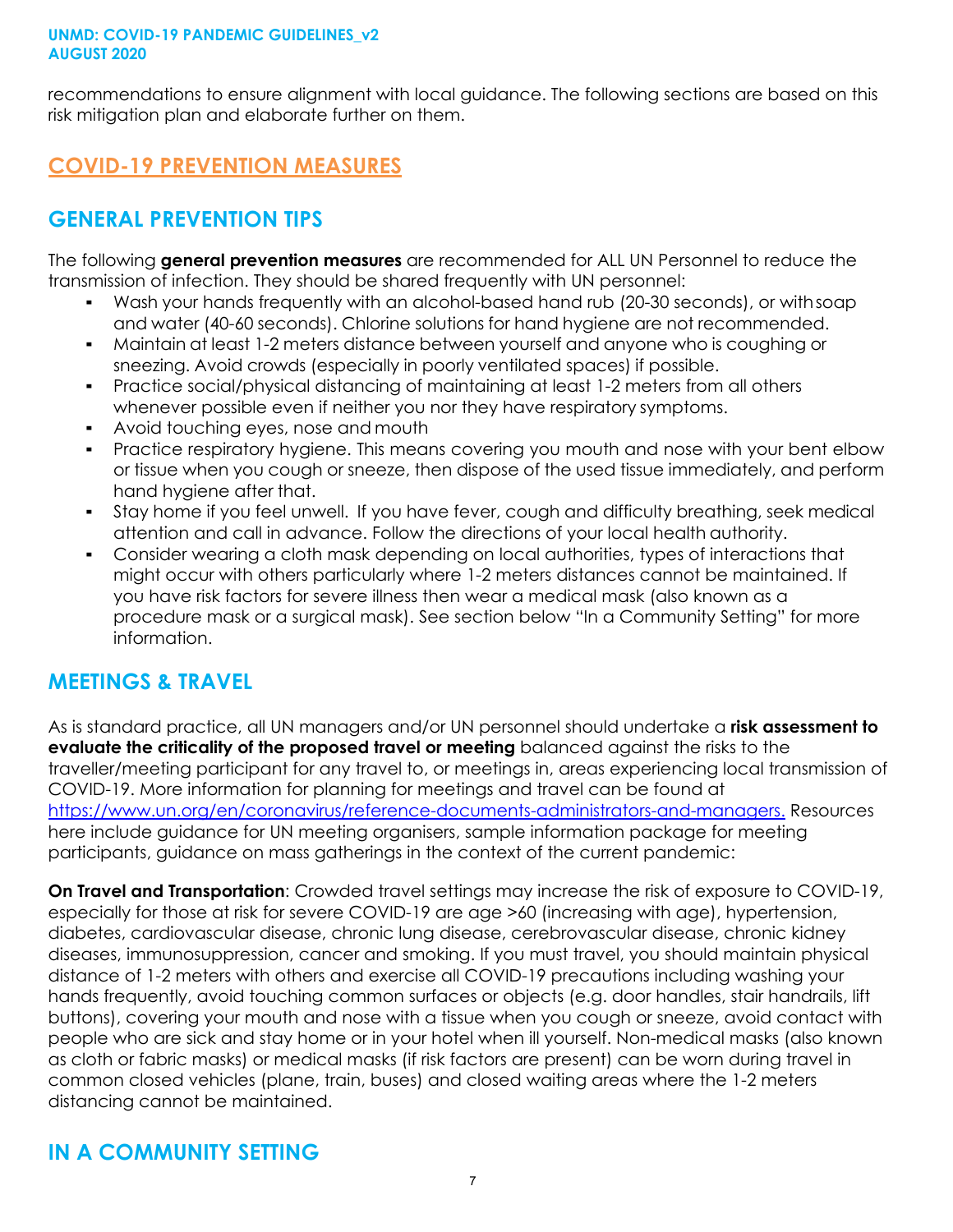recommendations to ensure alignment with local guidance. The following sections are based on this risk mitigation plan and elaborate further on them.

# COVID-19 PREVENTION MEASURES

## GENERAL PREVENTION TIPS

The following **general prevention measures** are recommended for ALL UN Personnel to reduce the transmission of infection. They should be shared frequently with UN personnel:

- Wash your hands frequently with an alcohol-based hand rub (20-30 seconds), or with soap and water (40-60 seconds). Chlorine solutions for hand hygiene are not recommended.
- Maintain at least 1-2 meters distance between yourself and anyone who is coughing or sneezing. Avoid crowds (especially in poorly ventilated spaces) if possible.
- Practice social/physical distancing of maintaining at least 1-2 meters from all others whenever possible even if neither you nor they have respiratory symptoms.
- Avoid touching eyes, nose and mouth
- Practice respiratory hygiene. This means covering you mouth and nose with your bent elbow or tissue when you cough or sneeze, then dispose of the used tissue immediately, and perform hand hygiene after that.
- Stay home if you feel unwell. If you have fever, cough and difficulty breathing, seek medical attention and call in advance. Follow the directions of your local health authority.
- Consider wearing a cloth mask depending on local authorities, types of interactions that might occur with others particularly where 1-2 meters distances cannot be maintained. If you have risk factors for severe illness then wear a medical mask (also known as a procedure mask or a surgical mask). See section below "In a Community Setting" for more information.

## MEETINGS & TRAVEL

As is standard practice, all UN managers and/or UN personnel should undertake a **risk assessment to evaluate the criticality of the proposed travel or meeting** balanced against the risks to the traveller/meeting participant for any travel to, or meetings in, areas experiencing local transmission of COVID-19. More information for planning for meetings and travel can be found at https://www.un.org/en/coronavirus/reference-documents-administrators-and-managers. Resources here include guidance for UN meeting organisers, sample information package for meeting participants, guidance on mass gatherings in the context of the current pandemic:

**On Travel and Transportation**: Crowded travel settings may increase the risk of exposure to COVID-19, especially for those at risk for severe COVID-19 are age >60 (increasing with age), hypertension, diabetes, cardiovascular disease, chronic lung disease, cerebrovascular disease, chronic kidney diseases, immunosuppression, cancer and smoking. If you must travel, you should maintain physical distance of 1-2 meters with others and exercise all COVID-19 precautions including washing your hands frequently, avoid touching common surfaces or objects (e.g. door handles, stair handrails, lift buttons), covering your mouth and nose with a tissue when you cough or sneeze, avoid contact with people who are sick and stay home or in your hotel when ill yourself. Non-medical masks (also known as cloth or fabric masks) or medical masks (if risk factors are present) can be worn during travel in common closed vehicles (plane, train, buses) and closed waiting areas where the 1-2 meters distancing cannot be maintained.

## IN A COMMUNITY SETTING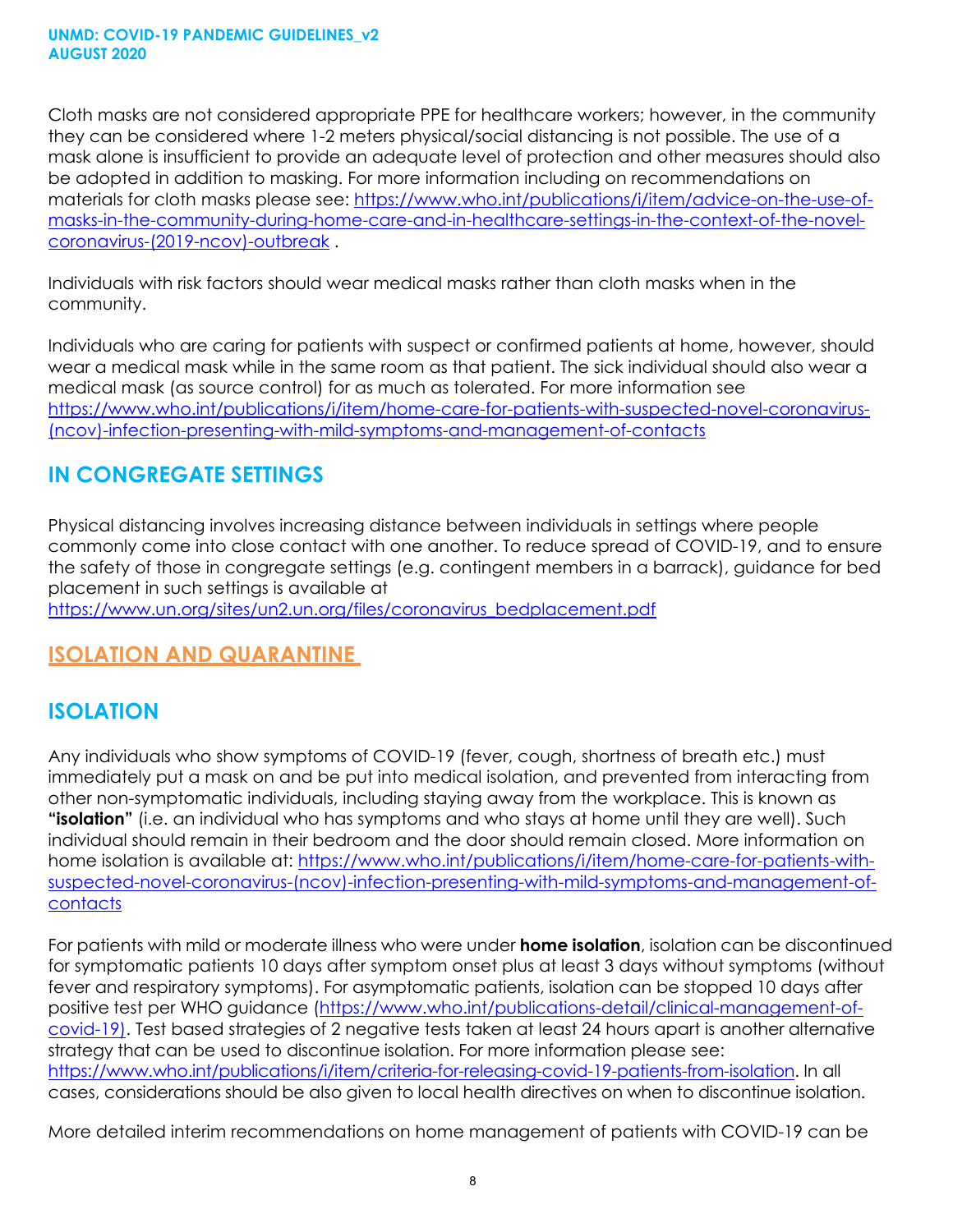Cloth masks are not considered appropriate PPE for healthcare workers; however, in the community they can be considered where 1-2 meters physical/social distancing is not possible. The use of a mask alone is insufficient to provide an adequate level of protection and other measures should also be adopted in addition to masking. For more information including on recommendations on materials for cloth masks please see: https://www.who.int/publications/i/item/advice-on-the-use-of-masks-in-the-community-during-home-care-and-in-healthcare-settings-in-the-context-of-the-novel-coronavirus-(2019-ncov)-outbreak .

Individuals with risk factors should wear medical masks rather than cloth masks when in the community.

Individuals who are caring for patients with suspect or confirmed patients at home, however, should wear a medical mask while in the same room as that patient. The sick individual should also wear a medical mask (as source control) for as much as tolerated. For more information see https://www.who.int/publications/i/item/home-care-for-patients-with-suspected-novel-coronavirus-(ncov)-infection-presenting-with-mild-symptoms-and-management-of-contacts

## IN CONGREGATE SETTINGS

Physical distancing involves increasing distance between individuals in settings where people commonly come into close contact with one another. To reduce spread of COVID-19, and to ensure the safety of those in congregate settings (e.g. contingent members in a barrack), guidance for bed placement in such settings is available at https://www.un.org/sites/un2.un.org/files/coronavirus_bedplacement.pdf

# ISOLATION AND QUARANTINE

## ISOLATION

Any individuals who show symptoms of COVID-19 (fever, cough, shortness of breath etc.) must immediately put a mask on and be put into medical isolation, and prevented from interacting from other non-symptomatic individuals, including staying away from the workplace. This is known as **"isolation"** (i.e. an individual who has symptoms and who stays at home until they are well). Such individual should remain in their bedroom and the door should remain closed. More information on home isolation is available at: https://www.who.int/publications/i/item/home-care-for-patients-with-suspected-novel-coronavirus-(ncov)-infection-presenting-with-mild-symptoms-and-management-of-contacts

For patients with mild or moderate illness who were under **home isolation**, isolation can be discontinued for symptomatic patients 10 days after symptom onset plus at least 3 days without symptoms (without fever and respiratory symptoms). For asymptomatic patients, isolation can be stopped 10 days after positive test per WHO guidance (https://www.who.int/publications-detail/clinical-management-of-covid-19). Test based strategies of 2 negative tests taken at least 24 hours apart is another alternative strategy that can be used to discontinue isolation. For more information please see: https://www.who.int/publications/i/item/criteria-for-releasing-covid-19-patients-from-isolation. In all cases, considerations should be also given to local health directives on when to discontinue isolation.

More detailed interim recommendations on home management of patients with COVID-19 can be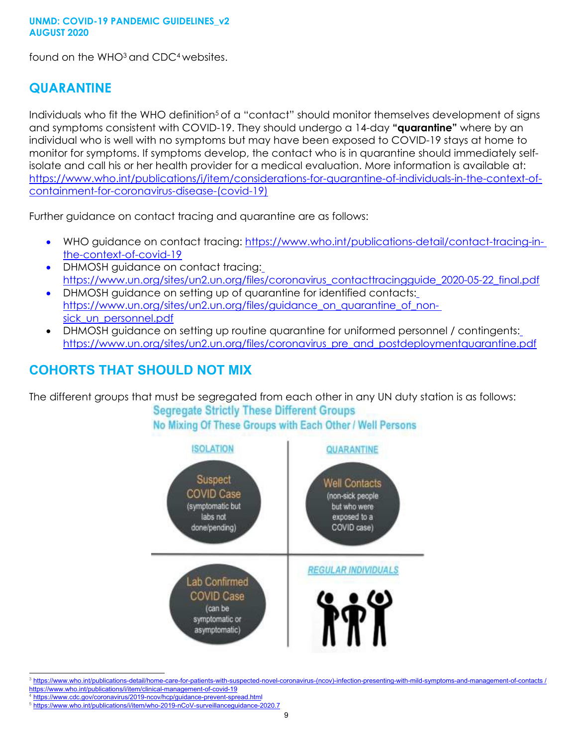found on the WHO[3] and CDC[4] websites.

## QUARANTINE

Individuals who fit the WHO definition[5] of a "contact" should monitor themselves development of signs and symptoms consistent with COVID-19. They should undergo a 14-day **"quarantine"** where by an individual who is well with no symptoms but may have been exposed to COVID-19 stays at home to monitor for symptoms. If symptoms develop, the contact who is in quarantine should immediately self-isolate and call his or her health provider for a medical evaluation. More information is available at: https://www.who.int/publications/i/item/considerations-for-quarantine-of-individuals-in-the-context-of-containment-for-coronavirus-disease-(covid-19)

Further guidance on contact tracing and quarantine are as follows:

- WHO guidance on contact tracing: https://www.who.int/publications-detail/contact-tracing-in-the-context-of-covid-19
- DHMOSH guidance on contact tracing: https://www.un.org/sites/un2.un.org/files/coronavirus_contacttracingguide_2020-05-22_final.pdf
- DHMOSH guidance on setting up of quarantine for identified contacts: https://www.un.org/sites/un2.un.org/files/guidance_on_quarantine_of_non-sick_un_personnel.pdf
- DHMOSH guidance on setting up routine quarantine for uniformed personnel / contingents: https://www.un.org/sites/un2.un.org/files/coronavirus_pre_and_postdeploymentquarantine.pdf

## COHORTS THAT SHOULD NOT MIX

The different groups that must be segregated from each other in any UN duty station is as follows:

**Segregate Strictly These Different Groups**
**No Mixing Of These Groups with Each Other / Well Persons**

| ISOLATION | QUARANTINE |
|---|---|
| Suspect COVID Case (symptomatic but labs not done/pending) | Well Contacts (non-sick people but who were exposed to a COVID case) |
| Lab Confirmed COVID Case (can be symptomatic or asymptomatic) | REGULAR INDIVIDUALS |

---

[3] https://www.who.int/publications-detail/home-care-for-patients-with-suspected-novel-coronavirus-(ncov)-infection-presenting-with-mild-symptoms-and-management-of-contacts / https://www.who.int/publications/i/item/clinical-management-of-covid-19

[4] https://www.cdc.gov/coronavirus/2019-ncov/hcp/guidance-prevent-spread.html

[5] https://www.who.int/publications/i/item/who-2019-nCoV-surveillanceguidance-2020.7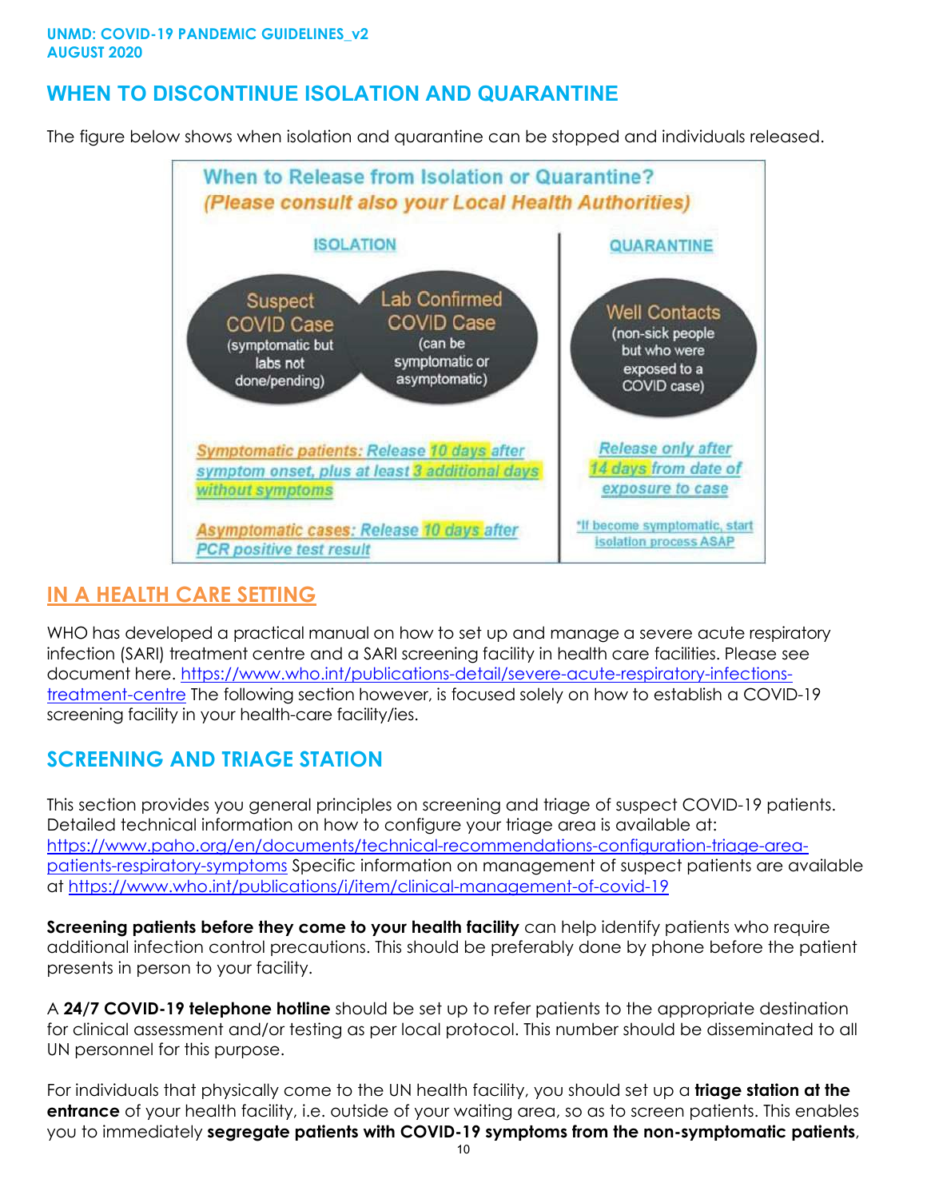## WHEN TO DISCONTINUE ISOLATION AND QUARANTINE

The figure below shows when isolation and quarantine can be stopped and individuals released.

**When to Release from Isolation or Quarantine?**
*(Please consult also your Local Health Authorities)*

| ISOLATION | | QUARANTINE |
|---|---|---|
| **Suspect COVID Case** (symptomatic but labs not done/pending) | **Lab Confirmed COVID Case** (can be symptomatic or asymptomatic) | **Well Contacts** (non-sick people but who were exposed to a COVID case) |
| *Symptomatic patients:* Release 10 days after symptom onset, plus at least 3 additional days without symptoms | | Release only after 14 days from date of exposure to case |
| *Asymptomatic cases:* Release 10 days after PCR positive test result | | *If become symptomatic, start isolation process ASAP |

## IN A HEALTH CARE SETTING

WHO has developed a practical manual on how to set up and manage a severe acute respiratory infection (SARI) treatment centre and a SARI screening facility in health care facilities. Please see document here. https://www.who.int/publications-detail/severe-acute-respiratory-infections-treatment-centre The following section however, is focused solely on how to establish a COVID-19 screening facility in your health-care facility/ies.

## SCREENING AND TRIAGE STATION

This section provides you general principles on screening and triage of suspect COVID-19 patients. Detailed technical information on how to configure your triage area is available at: https://www.paho.org/en/documents/technical-recommendations-configuration-triage-area-patients-respiratory-symptoms Specific information on management of suspect patients are available at https://www.who.int/publications/i/item/clinical-management-of-covid-19

**Screening patients before they come to your health facility** can help identify patients who require additional infection control precautions. This should be preferably done by phone before the patient presents in person to your facility.

A **24/7 COVID-19 telephone hotline** should be set up to refer patients to the appropriate destination for clinical assessment and/or testing as per local protocol. This number should be disseminated to all UN personnel for this purpose.

For individuals that physically come to the UN health facility, you should set up a **triage station at the entrance** of your health facility, i.e. outside of your waiting area, so as to screen patients. This enables you to immediately **segregate patients with COVID-19 symptoms from the non-symptomatic patients**,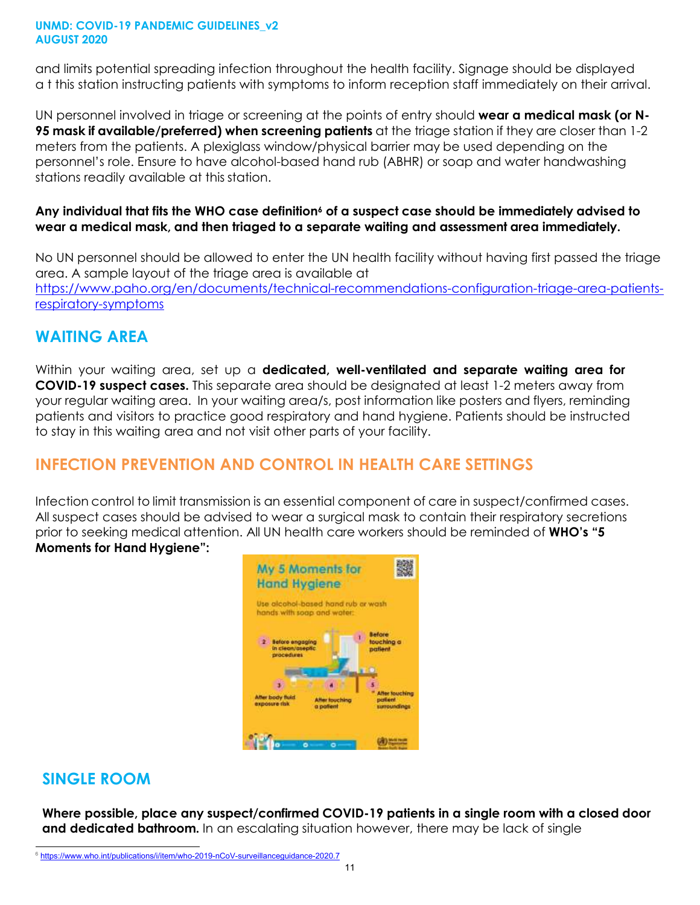and limits potential spreading infection throughout the health facility. Signage should be displayed a t this station instructing patients with symptoms to inform reception staff immediately on their arrival.

UN personnel involved in triage or screening at the points of entry should **wear a medical mask (or N-95 mask if available/preferred) when screening patients** at the triage station if they are closer than 1-2 meters from the patients. A plexiglass window/physical barrier may be used depending on the personnel's role. Ensure to have alcohol-based hand rub (ABHR) or soap and water handwashing stations readily available at this station.

**Any individual that fits the WHO case definition[6] of a suspect case should be immediately advised to wear a medical mask, and then triaged to a separate waiting and assessment area immediately.**

No UN personnel should be allowed to enter the UN health facility without having first passed the triage area. A sample layout of the triage area is available at https://www.paho.org/en/documents/technical-recommendations-configuration-triage-area-patients-respiratory-symptoms

## WAITING AREA

Within your waiting area, set up a **dedicated, well-ventilated and separate waiting area for COVID-19 suspect cases.** This separate area should be designated at least 1-2 meters away from your regular waiting area. In your waiting area/s, post information like posters and flyers, reminding patients and visitors to practice good respiratory and hand hygiene. Patients should be instructed to stay in this waiting area and not visit other parts of your facility.

## INFECTION PREVENTION AND CONTROL IN HEALTH CARE SETTINGS

Infection control to limit transmission is an essential component of care in suspect/confirmed cases. All suspect cases should be advised to wear a surgical mask to contain their respiratory secretions prior to seeking medical attention. All UN health care workers should be reminded of **WHO's "5 Moments for Hand Hygiene":**

## SINGLE ROOM

**Where possible, place any suspect/confirmed COVID-19 patients in a single room with a closed door and dedicated bathroom.** In an escalating situation however, there may be lack of single

[6] https://www.who.int/publications/i/item/who-2019-nCoV-surveillanceguidance-2020.7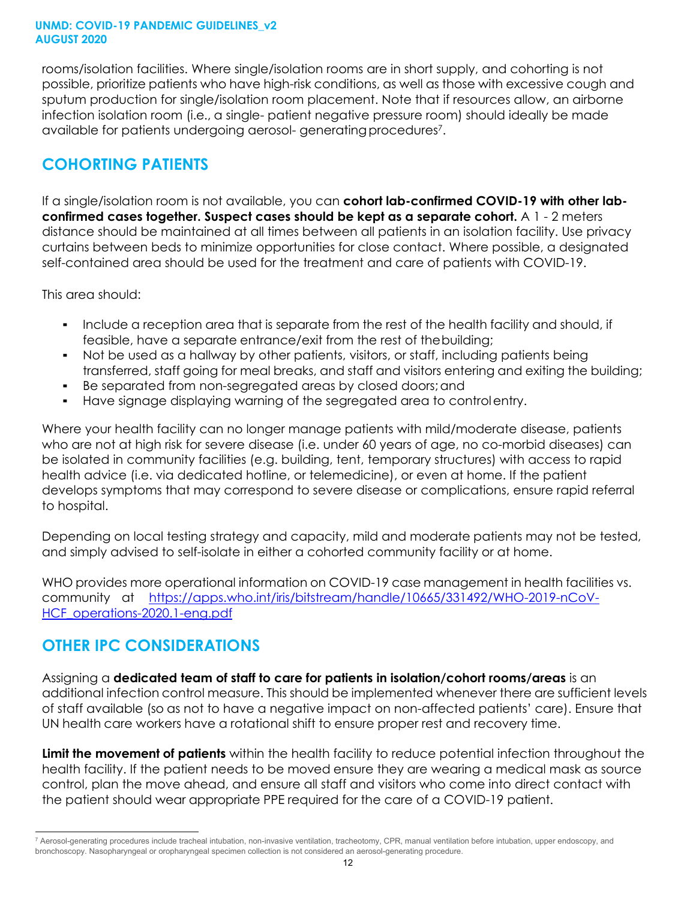rooms/isolation facilities. Where single/isolation rooms are in short supply, and cohorting is not possible, prioritize patients who have high-risk conditions, as well as those with excessive cough and sputum production for single/isolation room placement. Note that if resources allow, an airborne infection isolation room (i.e., a single- patient negative pressure room) should ideally be made available for patients undergoing aerosol- generating procedures[7].

## COHORTING PATIENTS

If a single/isolation room is not available, you can **cohort lab-confirmed COVID-19 with other lab-confirmed cases together. Suspect cases should be kept as a separate cohort.** A 1 - 2 meters distance should be maintained at all times between all patients in an isolation facility. Use privacy curtains between beds to minimize opportunities for close contact. Where possible, a designated self-contained area should be used for the treatment and care of patients with COVID-19.

This area should:

- Include a reception area that is separate from the rest of the health facility and should, if feasible, have a separate entrance/exit from the rest of the building;
- Not be used as a hallway by other patients, visitors, or staff, including patients being transferred, staff going for meal breaks, and staff and visitors entering and exiting the building;
- Be separated from non-segregated areas by closed doors; and
- Have signage displaying warning of the segregated area to control entry.

Where your health facility can no longer manage patients with mild/moderate disease, patients who are not at high risk for severe disease (i.e. under 60 years of age, no co-morbid diseases) can be isolated in community facilities (e.g. building, tent, temporary structures) with access to rapid health advice (i.e. via dedicated hotline, or telemedicine), or even at home. If the patient develops symptoms that may correspond to severe disease or complications, ensure rapid referral to hospital.

Depending on local testing strategy and capacity, mild and moderate patients may not be tested, and simply advised to self-isolate in either a cohorted community facility or at home.

WHO provides more operational information on COVID-19 case management in health facilities vs. community at https://apps.who.int/iris/bitstream/handle/10665/331492/WHO-2019-nCoV-HCF_operations-2020.1-eng.pdf

## OTHER IPC CONSIDERATIONS

Assigning a **dedicated team of staff to care for patients in isolation/cohort rooms/areas** is an additional infection control measure. This should be implemented whenever there are sufficient levels of staff available (so as not to have a negative impact on non-affected patients' care). Ensure that UN health care workers have a rotational shift to ensure proper rest and recovery time.

**Limit the movement of patients** within the health facility to reduce potential infection throughout the health facility. If the patient needs to be moved ensure they are wearing a medical mask as source control, plan the move ahead, and ensure all staff and visitors who come into direct contact with the patient should wear appropriate PPE required for the care of a COVID-19 patient.

[7] Aerosol-generating procedures include tracheal intubation, non-invasive ventilation, tracheotomy, CPR, manual ventilation before intubation, upper endoscopy, and bronchoscopy. Nasopharyngeal or oropharyngeal specimen collection is not considered an aerosol-generating procedure.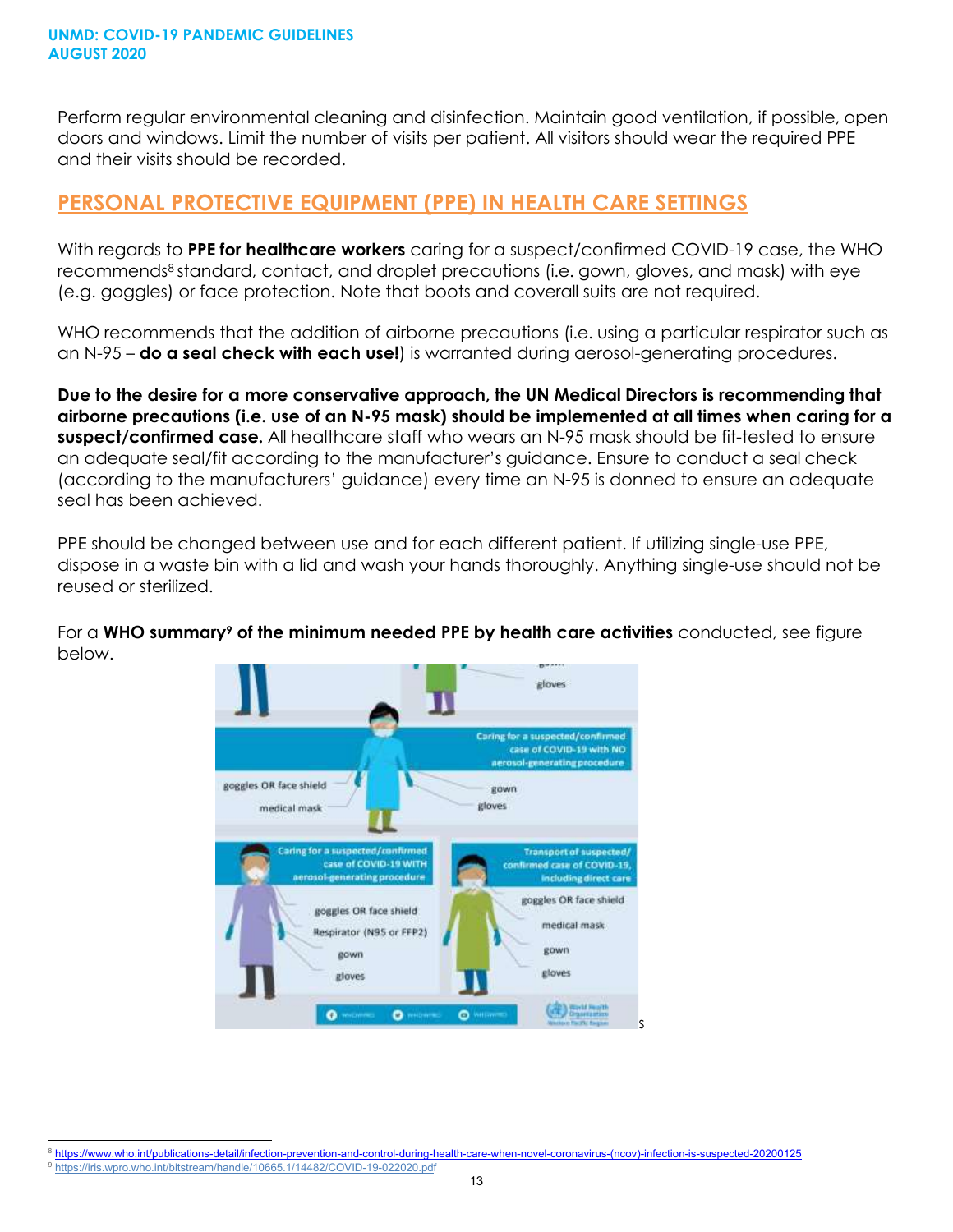Perform regular environmental cleaning and disinfection. Maintain good ventilation, if possible, open doors and windows. Limit the number of visits per patient. All visitors should wear the required PPE and their visits should be recorded.

## PERSONAL PROTECTIVE EQUIPMENT (PPE) IN HEALTH CARE SETTINGS

With regards to **PPE for healthcare workers** caring for a suspect/confirmed COVID-19 case, the WHO recommends[8] standard, contact, and droplet precautions (i.e. gown, gloves, and mask) with eye (e.g. goggles) or face protection. Note that boots and coverall suits are not required.

WHO recommends that the addition of airborne precautions (i.e. using a particular respirator such as an N-95 – **do a seal check with each use!**) is warranted during aerosol-generating procedures.

**Due to the desire for a more conservative approach, the UN Medical Directors is recommending that airborne precautions (i.e. use of an N-95 mask) should be implemented at all times when caring for a suspect/confirmed case.** All healthcare staff who wears an N-95 mask should be fit-tested to ensure an adequate seal/fit according to the manufacturer's guidance. Ensure to conduct a seal check (according to the manufacturers' guidance) every time an N-95 is donned to ensure an adequate seal has been achieved.

PPE should be changed between use and for each different patient. If utilizing single-use PPE, dispose in a waste bin with a lid and wash your hands thoroughly. Anything single-use should not be reused or sterilized.

For a **WHO summary[9] of the minimum needed PPE by health care activities** conducted, see figure below.

[8] https://www.who.int/publications-detail/infection-prevention-and-control-during-health-care-when-novel-coronavirus-(ncov)-infection-is-suspected-20200125

[9] https://iris.wpro.who.int/bitstream/handle/10665.1/14482/COVID-19-022020.pdf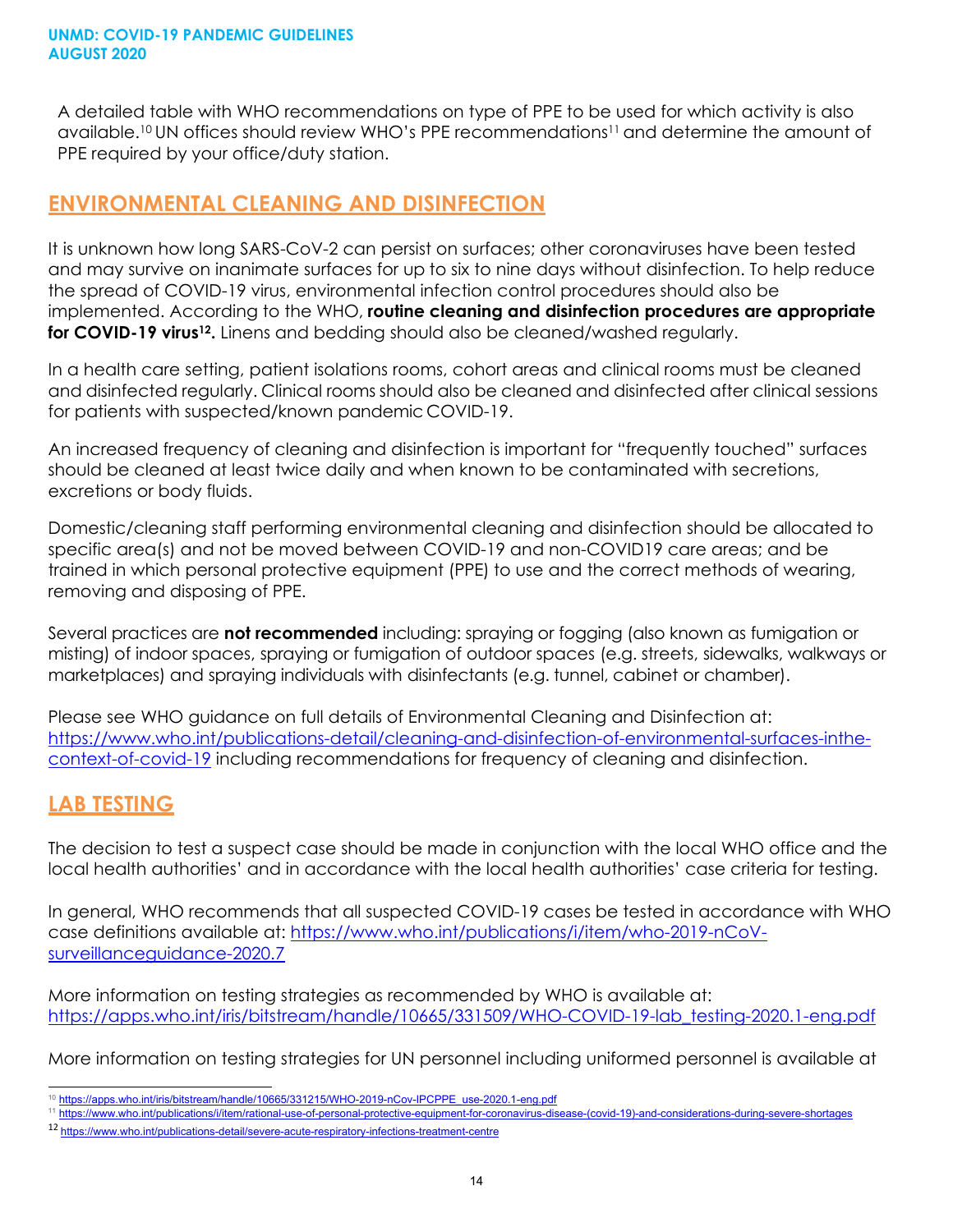A detailed table with WHO recommendations on type of PPE to be used for which activity is also available.[10] UN offices should review WHO's PPE recommendations[11] and determine the amount of PPE required by your office/duty station.

## ENVIRONMENTAL CLEANING AND DISINFECTION

It is unknown how long SARS-CoV-2 can persist on surfaces; other coronaviruses have been tested and may survive on inanimate surfaces for up to six to nine days without disinfection. To help reduce the spread of COVID-19 virus, environmental infection control procedures should also be implemented. According to the WHO, **routine cleaning and disinfection procedures are appropriate for COVID-19 virus[12].** Linens and bedding should also be cleaned/washed regularly.

In a health care setting, patient isolations rooms, cohort areas and clinical rooms must be cleaned and disinfected regularly. Clinical rooms should also be cleaned and disinfected after clinical sessions for patients with suspected/known pandemic COVID-19.

An increased frequency of cleaning and disinfection is important for "frequently touched" surfaces should be cleaned at least twice daily and when known to be contaminated with secretions, excretions or body fluids.

Domestic/cleaning staff performing environmental cleaning and disinfection should be allocated to specific area(s) and not be moved between COVID-19 and non-COVID19 care areas; and be trained in which personal protective equipment (PPE) to use and the correct methods of wearing, removing and disposing of PPE.

Several practices are **not recommended** including: spraying or fogging (also known as fumigation or misting) of indoor spaces, spraying or fumigation of outdoor spaces (e.g. streets, sidewalks, walkways or marketplaces) and spraying individuals with disinfectants (e.g. tunnel, cabinet or chamber).

Please see WHO guidance on full details of Environmental Cleaning and Disinfection at: https://www.who.int/publications-detail/cleaning-and-disinfection-of-environmental-surfaces-inthe-context-of-covid-19 including recommendations for frequency of cleaning and disinfection.

## LAB TESTING

The decision to test a suspect case should be made in conjunction with the local WHO office and the local health authorities' and in accordance with the local health authorities' case criteria for testing.

In general, WHO recommends that all suspected COVID-19 cases be tested in accordance with WHO case definitions available at: https://www.who.int/publications/i/item/who-2019-nCoV-surveillanceguidance-2020.7

More information on testing strategies as recommended by WHO is available at: https://apps.who.int/iris/bitstream/handle/10665/331509/WHO-COVID-19-lab_testing-2020.1-eng.pdf

More information on testing strategies for UN personnel including uniformed personnel is available at

---

[10] https://apps.who.int/iris/bitstream/handle/10665/331215/WHO-2019-nCov-IPCPPE_use-2020.1-eng.pdf

[11] https://www.who.int/publications/i/item/rational-use-of-personal-protective-equipment-for-coronavirus-disease-(covid-19)-and-considerations-during-severe-shortages

[12] https://www.who.int/publications-detail/severe-acute-respiratory-infections-treatment-centre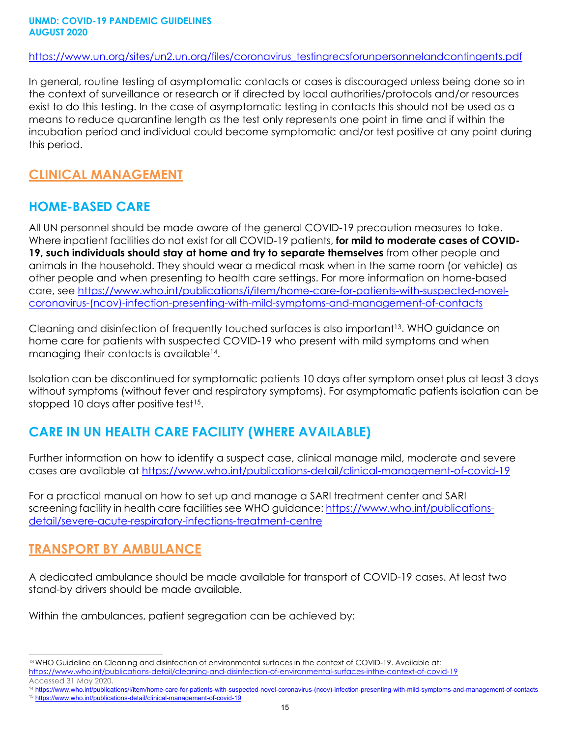https://www.un.org/sites/un2.un.org/files/coronavirus_testingrecsforunpersonnelandcontingents.pdf

In general, routine testing of asymptomatic contacts or cases is discouraged unless being done so in the context of surveillance or research or if directed by local authorities/protocols and/or resources exist to do this testing. In the case of asymptomatic testing in contacts this should not be used as a means to reduce quarantine length as the test only represents one point in time and if within the incubation period and individual could become symptomatic and/or test positive at any point during this period.

## CLINICAL MANAGEMENT

## HOME-BASED CARE

All UN personnel should be made aware of the general COVID-19 precaution measures to take. Where inpatient facilities do not exist for all COVID-19 patients, **for mild to moderate cases of COVID-19, such individuals should stay at home and try to separate themselves** from other people and animals in the household. They should wear a medical mask when in the same room (or vehicle) as other people and when presenting to health care settings. For more information on home-based care, see https://www.who.int/publications/i/item/home-care-for-patients-with-suspected-novel-coronavirus-(ncov)-infection-presenting-with-mild-symptoms-and-management-of-contacts

Cleaning and disinfection of frequently touched surfaces is also important[13]. WHO guidance on home care for patients with suspected COVID-19 who present with mild symptoms and when managing their contacts is available[14].

Isolation can be discontinued for symptomatic patients 10 days after symptom onset plus at least 3 days without symptoms (without fever and respiratory symptoms). For asymptomatic patients isolation can be stopped 10 days after positive test[15].

## CARE IN UN HEALTH CARE FACILITY (WHERE AVAILABLE)

Further information on how to identify a suspect case, clinical manage mild, moderate and severe cases are available at https://www.who.int/publications-detail/clinical-management-of-covid-19

For a practical manual on how to set up and manage a SARI treatment center and SARI screening facility in health care facilities see WHO guidance: https://www.who.int/publications-detail/severe-acute-respiratory-infections-treatment-centre

## TRANSPORT BY AMBULANCE

A dedicated ambulance should be made available for transport of COVID-19 cases. At least two stand-by drivers should be made available.

Within the ambulances, patient segregation can be achieved by:

---

[13] WHO Guideline on Cleaning and disinfection of environmental surfaces in the context of COVID-19. Available at: https://www.who.int/publications-detail/cleaning-and-disinfection-of-environmental-surfaces-inthe-context-of-covid-19 Accessed 31 May 2020.

[14] https://www.who.int/publications/i/item/home-care-for-patients-with-suspected-novel-coronavirus-(ncov)-infection-presenting-with-mild-symptoms-and-management-of-contacts

[15] https://www.who.int/publications-detail/clinical-management-of-covid-19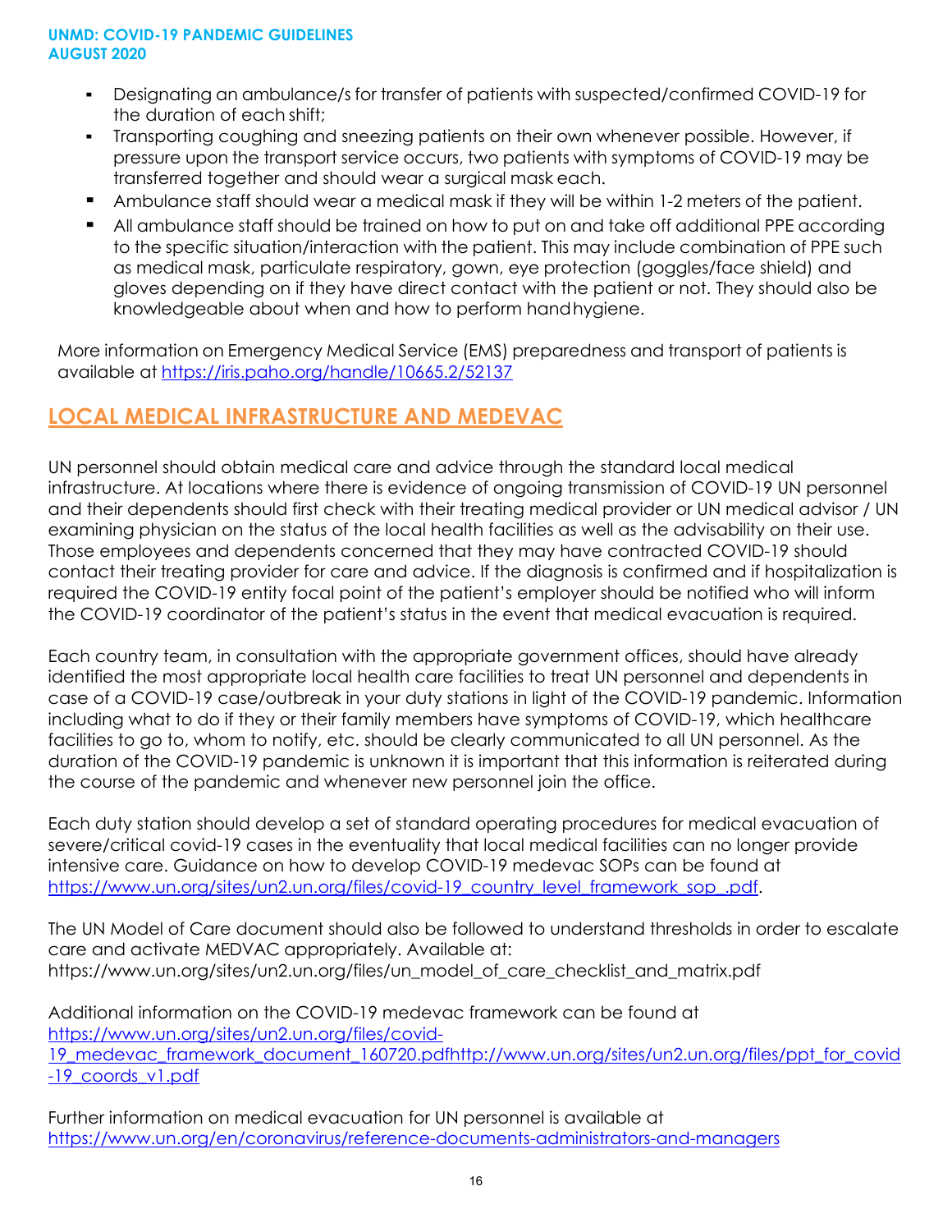- Designating an ambulance/s for transfer of patients with suspected/confirmed COVID-19 for the duration of each shift;
- Transporting coughing and sneezing patients on their own whenever possible. However, if pressure upon the transport service occurs, two patients with symptoms of COVID-19 may be transferred together and should wear a surgical mask each.
- Ambulance staff should wear a medical mask if they will be within 1-2 meters of the patient.
- All ambulance staff should be trained on how to put on and take off additional PPE according to the specific situation/interaction with the patient. This may include combination of PPE such as medical mask, particulate respiratory, gown, eye protection (goggles/face shield) and gloves depending on if they have direct contact with the patient or not. They should also be knowledgeable about when and how to perform hand hygiene.

More information on Emergency Medical Service (EMS) preparedness and transport of patients is available at https://iris.paho.org/handle/10665.2/52137

## LOCAL MEDICAL INFRASTRUCTURE AND MEDEVAC

UN personnel should obtain medical care and advice through the standard local medical infrastructure. At locations where there is evidence of ongoing transmission of COVID-19 UN personnel and their dependents should first check with their treating medical provider or UN medical advisor / UN examining physician on the status of the local health facilities as well as the advisability on their use. Those employees and dependents concerned that they may have contracted COVID-19 should contact their treating provider for care and advice. If the diagnosis is confirmed and if hospitalization is required the COVID-19 entity focal point of the patient's employer should be notified who will inform the COVID-19 coordinator of the patient's status in the event that medical evacuation is required.

Each country team, in consultation with the appropriate government offices, should have already identified the most appropriate local health care facilities to treat UN personnel and dependents in case of a COVID-19 case/outbreak in your duty stations in light of the COVID-19 pandemic. Information including what to do if they or their family members have symptoms of COVID-19, which healthcare facilities to go to, whom to notify, etc. should be clearly communicated to all UN personnel. As the duration of the COVID-19 pandemic is unknown it is important that this information is reiterated during the course of the pandemic and whenever new personnel join the office.

Each duty station should develop a set of standard operating procedures for medical evacuation of severe/critical covid-19 cases in the eventuality that local medical facilities can no longer provide intensive care. Guidance on how to develop COVID-19 medevac SOPs can be found at https://www.un.org/sites/un2.un.org/files/covid-19_country_level_framework_sop_.pdf.

The UN Model of Care document should also be followed to understand thresholds in order to escalate care and activate MEDVAC appropriately. Available at: https://www.un.org/sites/un2.un.org/files/un_model_of_care_checklist_and_matrix.pdf

Additional information on the COVID-19 medevac framework can be found at https://www.un.org/sites/un2.un.org/files/covid-19_medevac_framework_document_160720.pdfhttp://www.un.org/sites/un2.un.org/files/ppt_for_covid-19_coords_v1.pdf

Further information on medical evacuation for UN personnel is available at https://www.un.org/en/coronavirus/reference-documents-administrators-and-managers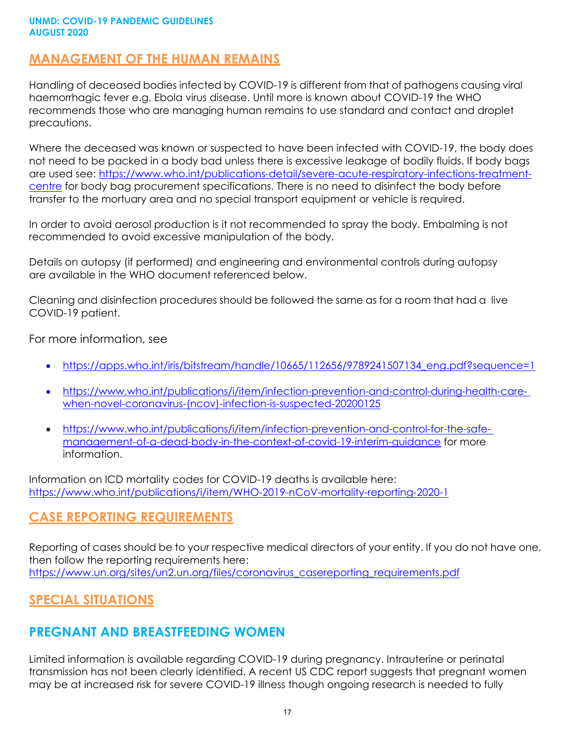## MANAGEMENT OF THE HUMAN REMAINS

Handling of deceased bodies infected by COVID-19 is different from that of pathogens causing viral haemorrhagic fever e.g. Ebola virus disease. Until more is known about COVID-19 the WHO recommends those who are managing human remains to use standard and contact and droplet precautions.

Where the deceased was known or suspected to have been infected with COVID-19, the body does not need to be packed in a body bad unless there is excessive leakage of bodily fluids. If body bags are used see: https://www.who.int/publications-detail/severe-acute-respiratory-infections-treatment-centre for body bag procurement specifications. There is no need to disinfect the body before transfer to the mortuary area and no special transport equipment or vehicle is required.

In order to avoid aerosol production is it not recommended to spray the body. Embalming is not recommended to avoid excessive manipulation of the body.

Details on autopsy (if performed) and engineering and environmental controls during autopsy are available in the WHO document referenced below.

Cleaning and disinfection procedures should be followed the same as for a room that had a live COVID-19 patient.

For more information, see

- https://apps.who.int/iris/bitstream/handle/10665/112656/9789241507134_eng.pdf?sequence=1
- https://www.who.int/publications/i/item/infection-prevention-and-control-during-health-care-when-novel-coronavirus-(ncov)-infection-is-suspected-20200125
- https://www.who.int/publications/i/item/infection-prevention-and-control-for-the-safe-management-of-a-dead-body-in-the-context-of-covid-19-interim-guidance for more information.

Information on ICD mortality codes for COVID-19 deaths is available here: https://www.who.int/publications/i/item/WHO-2019-nCoV-mortality-reporting-2020-1

## CASE REPORTING REQUIREMENTS

Reporting of cases should be to your respective medical directors of your entity. If you do not have one, then follow the reporting requirements here: https://www.un.org/sites/un2.un.org/files/coronavirus_casereporting_requirements.pdf

## SPECIAL SITUATIONS

### PREGNANT AND BREASTFEEDING WOMEN

Limited information is available regarding COVID-19 during pregnancy. Intrauterine or perinatal transmission has not been clearly identified. A recent US CDC report suggests that pregnant women may be at increased risk for severe COVID-19 illness though ongoing research is needed to fully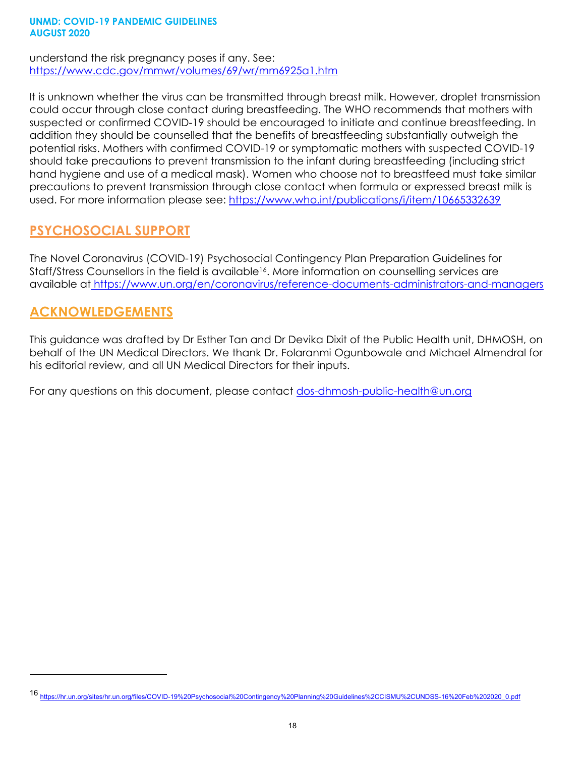understand the risk pregnancy poses if any. See: https://www.cdc.gov/mmwr/volumes/69/wr/mm6925a1.htm

It is unknown whether the virus can be transmitted through breast milk. However, droplet transmission could occur through close contact during breastfeeding. The WHO recommends that mothers with suspected or confirmed COVID-19 should be encouraged to initiate and continue breastfeeding. In addition they should be counselled that the benefits of breastfeeding substantially outweigh the potential risks. Mothers with confirmed COVID-19 or symptomatic mothers with suspected COVID-19 should take precautions to prevent transmission to the infant during breastfeeding (including strict hand hygiene and use of a medical mask). Women who choose not to breastfeed must take similar precautions to prevent transmission through close contact when formula or expressed breast milk is used. For more information please see: https://www.who.int/publications/i/item/10665332639

## PSYCHOSOCIAL SUPPORT

The Novel Coronavirus (COVID-19) Psychosocial Contingency Plan Preparation Guidelines for Staff/Stress Counsellors in the field is available[16]. More information on counselling services are available at https://www.un.org/en/coronavirus/reference-documents-administrators-and-managers

## ACKNOWLEDGEMENTS

This guidance was drafted by Dr Esther Tan and Dr Devika Dixit of the Public Health unit, DHMOSH, on behalf of the UN Medical Directors. We thank Dr. Folaranmi Ogunbowale and Michael Almendral for his editorial review, and all UN Medical Directors for their inputs.

For any questions on this document, please contact dos-dhmosh-public-health@un.org

---

[16] https://hr.un.org/sites/hr.un.org/files/COVID-19%20Psychosocial%20Contingency%20Planning%20Guidelines%2CCISMU%2CUNDSS-16%20Feb%202020_0.pdf